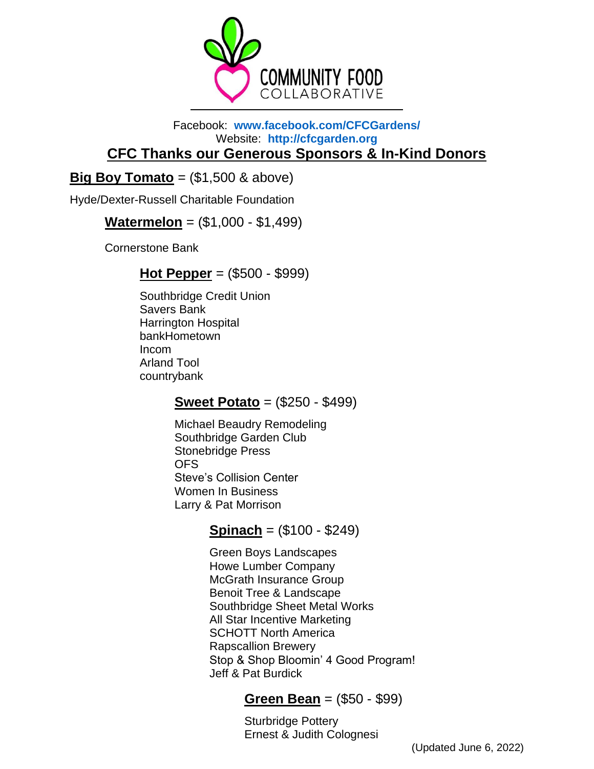COMMUNITY FOOD COLLABORATIVE

Facebook: **www.facebook.com/CFCGardens/**
Website: **http://cfcgarden.org**

## CFC Thanks our Generous Sponsors & In-Kind Donors

### **Big Boy Tomato** = ($1,500 & above)

Hyde/Dexter-Russell Charitable Foundation

### **Watermelon** = ($1,000 - $1,499)

Cornerstone Bank

### **Hot Pepper** = ($500 - $999)

Southbridge Credit Union
Savers Bank
Harrington Hospital
bankHometown
Incom
Arland Tool
countrybank

### **Sweet Potato** = ($250 - $499)

Michael Beaudry Remodeling
Southbridge Garden Club
Stonebridge Press
OFS
Steve's Collision Center
Women In Business
Larry & Pat Morrison

### **Spinach** = ($100 - $249)

Green Boys Landscapes
Howe Lumber Company
McGrath Insurance Group
Benoit Tree & Landscape
Southbridge Sheet Metal Works
All Star Incentive Marketing
SCHOTT North America
Rapscallion Brewery
Stop & Shop Bloomin' 4 Good Program!
Jeff & Pat Burdick

### **Green Bean** = ($50 - $99)

Sturbridge Pottery
Ernest & Judith Colognesi

(Updated June 6, 2022)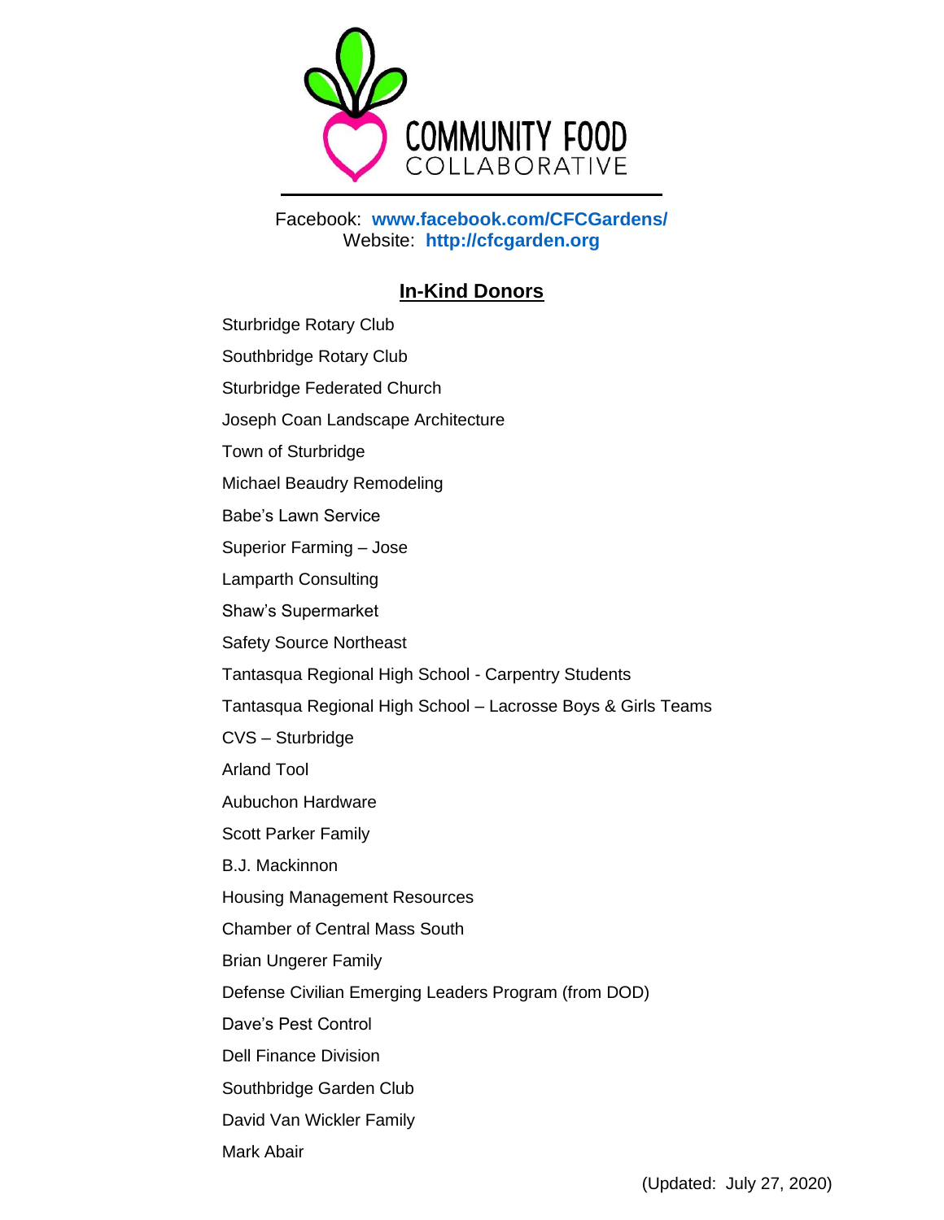COMMUNITY FOOD
COLLABORATIVE

Facebook: **www.facebook.com/CFCGardens/**
Website: **http://cfcgarden.org**

## In-Kind Donors

Sturbridge Rotary Club

Southbridge Rotary Club

Sturbridge Federated Church

Joseph Coan Landscape Architecture

Town of Sturbridge

Michael Beaudry Remodeling

Babe's Lawn Service

Superior Farming – Jose

Lamparth Consulting

Shaw's Supermarket

Safety Source Northeast

Tantasqua Regional High School - Carpentry Students

Tantasqua Regional High School – Lacrosse Boys & Girls Teams

CVS – Sturbridge

Arland Tool

Aubuchon Hardware

Scott Parker Family

B.J. Mackinnon

Housing Management Resources

Chamber of Central Mass South

Brian Ungerer Family

Defense Civilian Emerging Leaders Program (from DOD)

Dave's Pest Control

Dell Finance Division

Southbridge Garden Club

David Van Wickler Family

Mark Abair

(Updated: July 27, 2020)